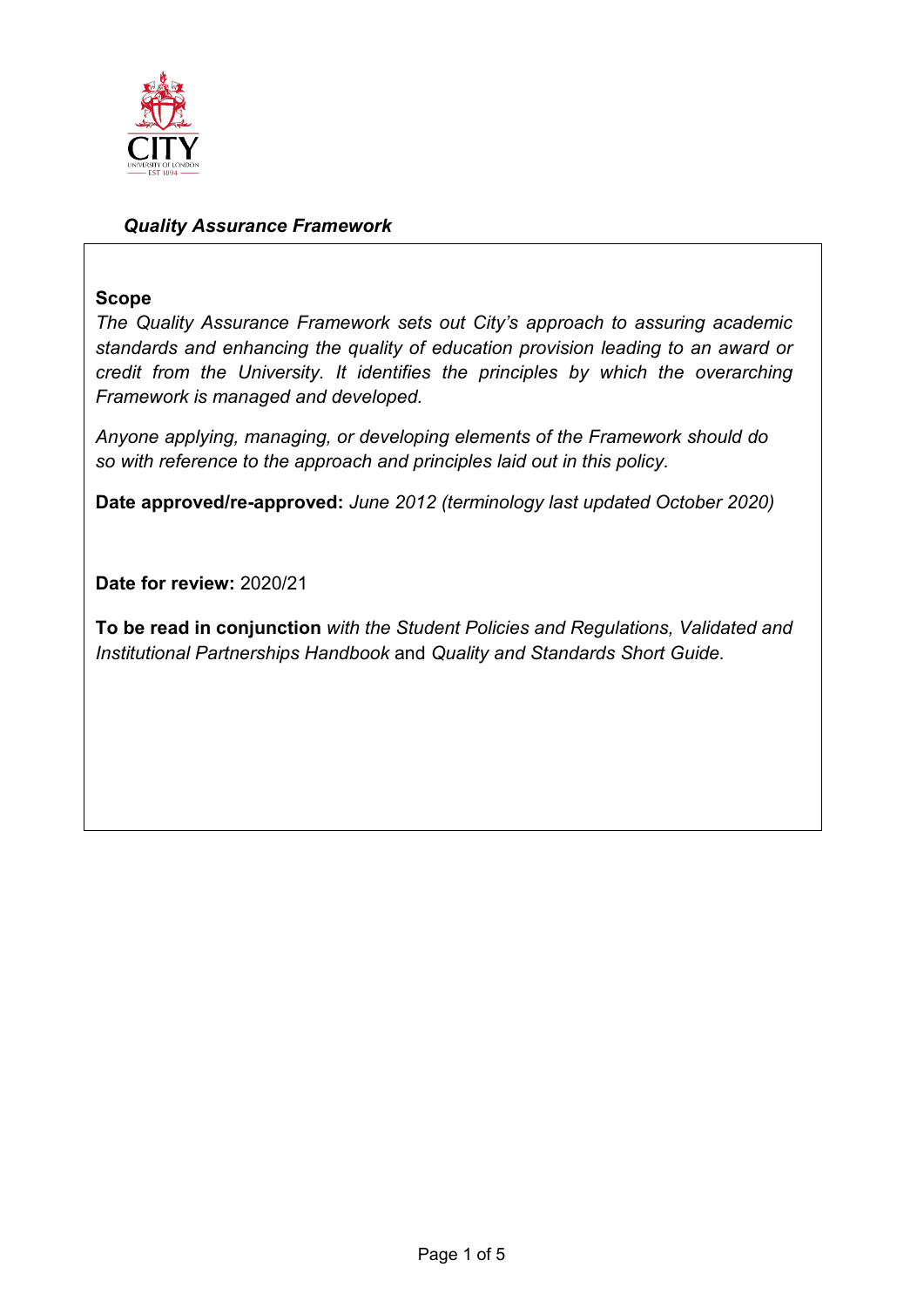***Quality Assurance Framework***

**Scope**

*The Quality Assurance Framework sets out City's approach to assuring academic standards and enhancing the quality of education provision leading to an award or credit from the University. It identifies the principles by which the overarching Framework is managed and developed.*

*Anyone applying, managing, or developing elements of the Framework should do so with reference to the approach and principles laid out in this policy.*

**Date approved/re-approved:** *June 2012 (terminology last updated October 2020)*

**Date for review:** 2020/21

**To be read in conjunction** *with the Student Policies and Regulations, Validated and Institutional Partnerships Handbook* and *Quality and Standards Short Guide.*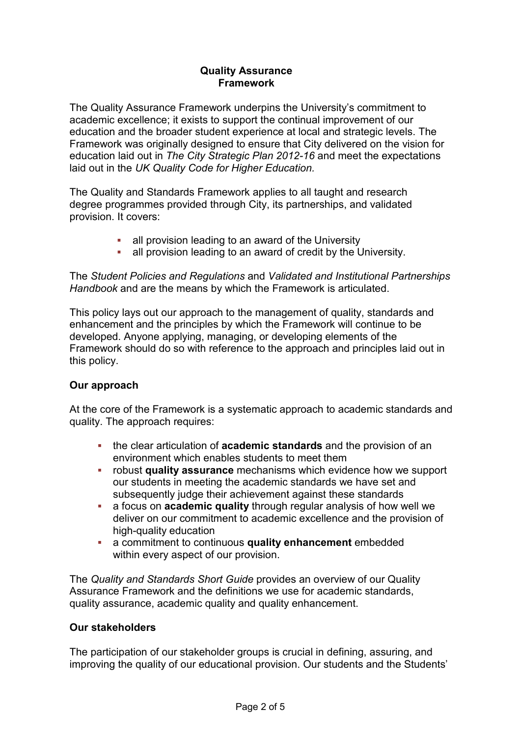## Quality Assurance Framework

The Quality Assurance Framework underpins the University's commitment to academic excellence; it exists to support the continual improvement of our education and the broader student experience at local and strategic levels. The Framework was originally designed to ensure that City delivered on the vision for education laid out in *The City Strategic Plan 2012-16* and meet the expectations laid out in the *UK Quality Code for Higher Education.*

The Quality and Standards Framework applies to all taught and research degree programmes provided through City, its partnerships, and validated provision. It covers:

- all provision leading to an award of the University
- all provision leading to an award of credit by the University.

The *Student Policies and Regulations* and *Validated and Institutional Partnerships Handbook* and are the means by which the Framework is articulated.

This policy lays out our approach to the management of quality, standards and enhancement and the principles by which the Framework will continue to be developed. Anyone applying, managing, or developing elements of the Framework should do so with reference to the approach and principles laid out in this policy.

### Our approach

At the core of the Framework is a systematic approach to academic standards and quality. The approach requires:

- the clear articulation of **academic standards** and the provision of an environment which enables students to meet them
- robust **quality assurance** mechanisms which evidence how we support our students in meeting the academic standards we have set and subsequently judge their achievement against these standards
- a focus on **academic quality** through regular analysis of how well we deliver on our commitment to academic excellence and the provision of high-quality education
- a commitment to continuous **quality enhancement** embedded within every aspect of our provision.

The *Quality and Standards Short Guide* provides an overview of our Quality Assurance Framework and the definitions we use for academic standards, quality assurance, academic quality and quality enhancement.

### Our stakeholders

The participation of our stakeholder groups is crucial in defining, assuring, and improving the quality of our educational provision. Our students and the Students'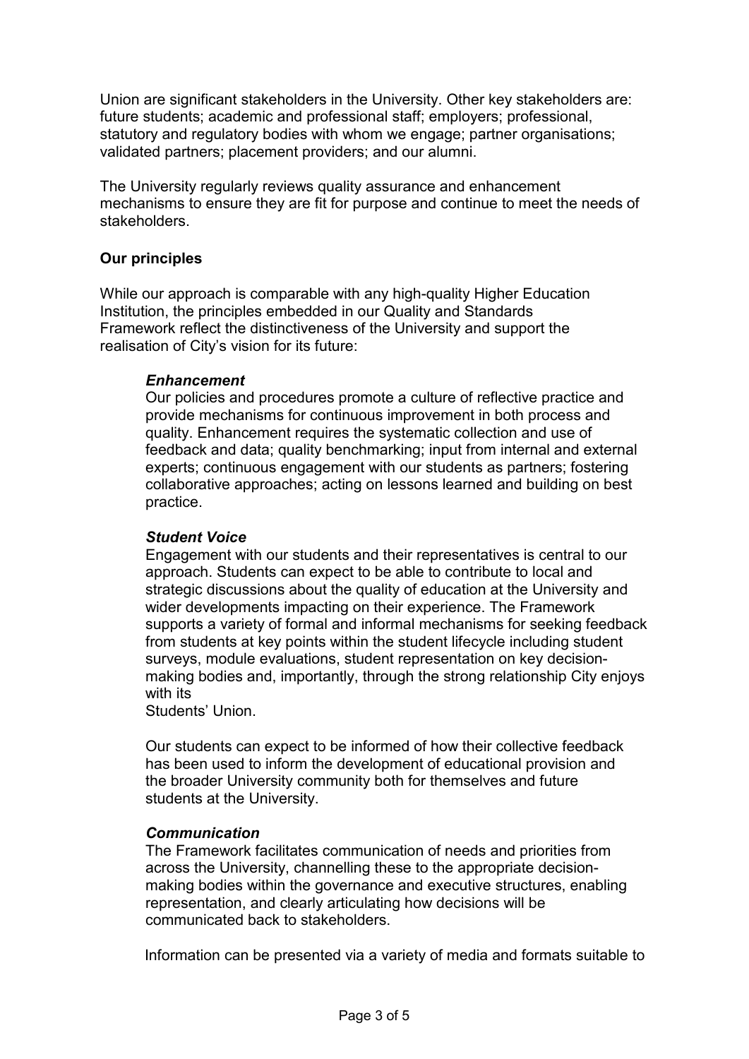Union are significant stakeholders in the University. Other key stakeholders are: future students; academic and professional staff; employers; professional, statutory and regulatory bodies with whom we engage; partner organisations; validated partners; placement providers; and our alumni.

The University regularly reviews quality assurance and enhancement mechanisms to ensure they are fit for purpose and continue to meet the needs of stakeholders.

**Our principles**

While our approach is comparable with any high-quality Higher Education Institution, the principles embedded in our Quality and Standards Framework reflect the distinctiveness of the University and support the realisation of City's vision for its future:

***Enhancement***

Our policies and procedures promote a culture of reflective practice and provide mechanisms for continuous improvement in both process and quality. Enhancement requires the systematic collection and use of feedback and data; quality benchmarking; input from internal and external experts; continuous engagement with our students as partners; fostering collaborative approaches; acting on lessons learned and building on best practice.

***Student Voice***

Engagement with our students and their representatives is central to our approach. Students can expect to be able to contribute to local and strategic discussions about the quality of education at the University and wider developments impacting on their experience. The Framework supports a variety of formal and informal mechanisms for seeking feedback from students at key points within the student lifecycle including student surveys, module evaluations, student representation on key decision-making bodies and, importantly, through the strong relationship City enjoys with its Students' Union.

Our students can expect to be informed of how their collective feedback has been used to inform the development of educational provision and the broader University community both for themselves and future students at the University.

***Communication***

The Framework facilitates communication of needs and priorities from across the University, channelling these to the appropriate decision-making bodies within the governance and executive structures, enabling representation, and clearly articulating how decisions will be communicated back to stakeholders.

Information can be presented via a variety of media and formats suitable to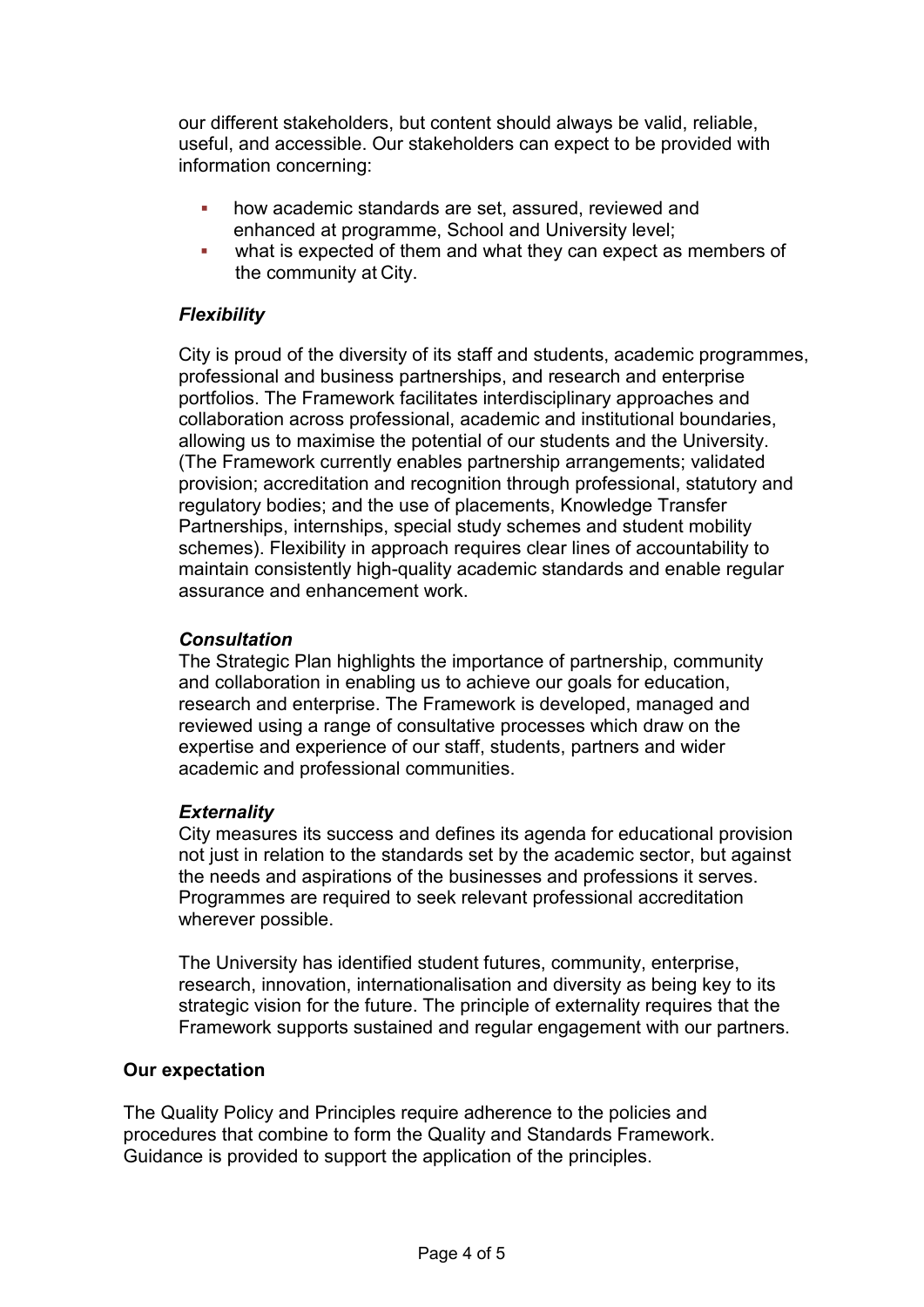our different stakeholders, but content should always be valid, reliable, useful, and accessible. Our stakeholders can expect to be provided with information concerning:

- how academic standards are set, assured, reviewed and enhanced at programme, School and University level;
- what is expected of them and what they can expect as members of the community at City.

***Flexibility***

City is proud of the diversity of its staff and students, academic programmes, professional and business partnerships, and research and enterprise portfolios. The Framework facilitates interdisciplinary approaches and collaboration across professional, academic and institutional boundaries, allowing us to maximise the potential of our students and the University. (The Framework currently enables partnership arrangements; validated provision; accreditation and recognition through professional, statutory and regulatory bodies; and the use of placements, Knowledge Transfer Partnerships, internships, special study schemes and student mobility schemes). Flexibility in approach requires clear lines of accountability to maintain consistently high-quality academic standards and enable regular assurance and enhancement work.

***Consultation***

The Strategic Plan highlights the importance of partnership, community and collaboration in enabling us to achieve our goals for education, research and enterprise. The Framework is developed, managed and reviewed using a range of consultative processes which draw on the expertise and experience of our staff, students, partners and wider academic and professional communities.

***Externality***

City measures its success and defines its agenda for educational provision not just in relation to the standards set by the academic sector, but against the needs and aspirations of the businesses and professions it serves. Programmes are required to seek relevant professional accreditation wherever possible.

The University has identified student futures, community, enterprise, research, innovation, internationalisation and diversity as being key to its strategic vision for the future. The principle of externality requires that the Framework supports sustained and regular engagement with our partners.

**Our expectation**

The Quality Policy and Principles require adherence to the policies and procedures that combine to form the Quality and Standards Framework. Guidance is provided to support the application of the principles.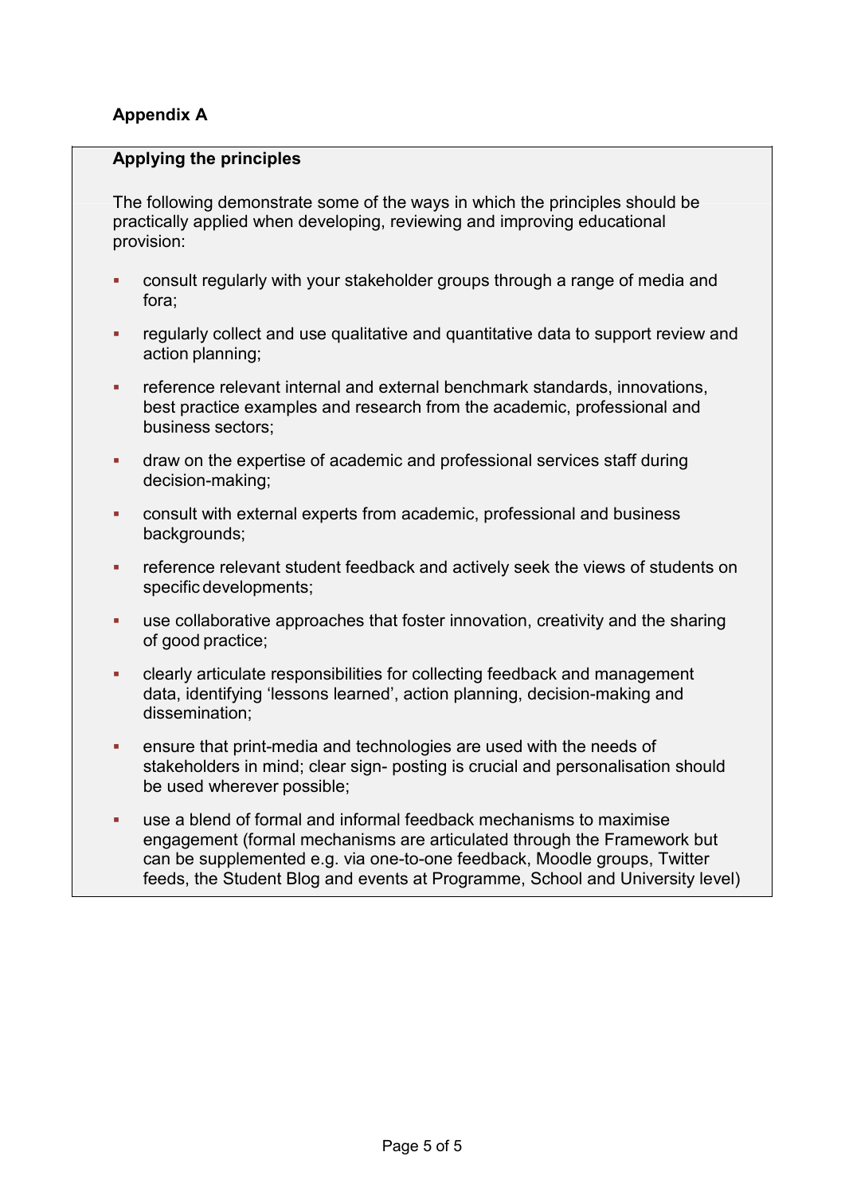## Appendix A

### Applying the principles

The following demonstrate some of the ways in which the principles should be practically applied when developing, reviewing and improving educational provision:

- consult regularly with your stakeholder groups through a range of media and fora;
- regularly collect and use qualitative and quantitative data to support review and action planning;
- reference relevant internal and external benchmark standards, innovations, best practice examples and research from the academic, professional and business sectors;
- draw on the expertise of academic and professional services staff during decision-making;
- consult with external experts from academic, professional and business backgrounds;
- reference relevant student feedback and actively seek the views of students on specific developments;
- use collaborative approaches that foster innovation, creativity and the sharing of good practice;
- clearly articulate responsibilities for collecting feedback and management data, identifying 'lessons learned', action planning, decision-making and dissemination;
- ensure that print-media and technologies are used with the needs of stakeholders in mind; clear sign- posting is crucial and personalisation should be used wherever possible;
- use a blend of formal and informal feedback mechanisms to maximise engagement (formal mechanisms are articulated through the Framework but can be supplemented e.g. via one-to-one feedback, Moodle groups, Twitter feeds, the Student Blog and events at Programme, School and University level)